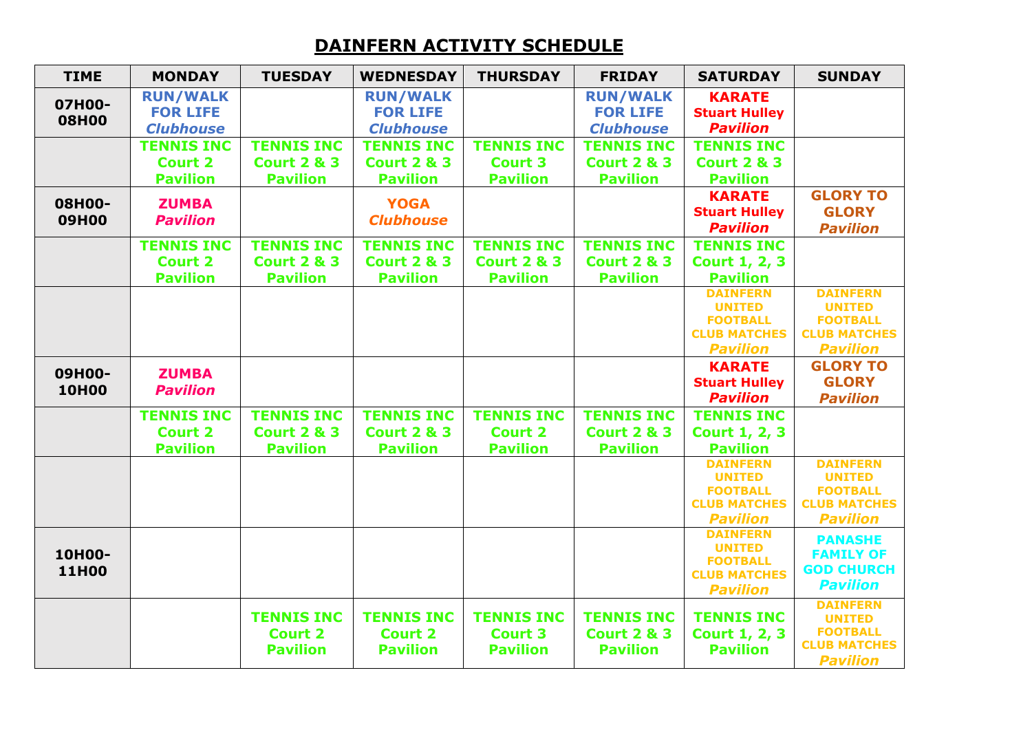# DAINFERN ACTIVITY SCHEDULE

| TIME | MONDAY | TUESDAY | WEDNESDAY | THURSDAY | FRIDAY | SATURDAY | SUNDAY |
|---|---|---|---|---|---|---|---|
| 07H00-08H00 | RUN/WALK FOR LIFE *Clubhouse* | | RUN/WALK FOR LIFE *Clubhouse* | | RUN/WALK FOR LIFE *Clubhouse* | KARATE Stuart Hulley *Pavilion* | |
| | TENNIS INC Court 2 Pavilion | TENNIS INC Court 2 & 3 Pavilion | TENNIS INC Court 2 & 3 Pavilion | TENNIS INC Court 3 Pavilion | TENNIS INC Court 2 & 3 Pavilion | TENNIS INC Court 2 & 3 Pavilion | |
| 08H00-09H00 | ZUMBA *Pavilion* | | YOGA *Clubhouse* | | | KARATE Stuart Hulley *Pavilion* | GLORY TO GLORY *Pavilion* |
| | TENNIS INC Court 2 Pavilion | TENNIS INC Court 2 & 3 Pavilion | TENNIS INC Court 2 & 3 Pavilion | TENNIS INC Court 2 & 3 Pavilion | TENNIS INC Court 2 & 3 Pavilion | TENNIS INC Court 1, 2, 3 Pavilion | |
| | | | | | | DAINFERN UNITED FOOTBALL CLUB MATCHES *Pavilion* | DAINFERN UNITED FOOTBALL CLUB MATCHES *Pavilion* |
| 09H00-10H00 | ZUMBA *Pavilion* | | | | | KARATE Stuart Hulley *Pavilion* | GLORY TO GLORY *Pavilion* |
| | TENNIS INC Court 2 Pavilion | TENNIS INC Court 2 & 3 Pavilion | TENNIS INC Court 2 & 3 Pavilion | TENNIS INC Court 2 Pavilion | TENNIS INC Court 2 & 3 Pavilion | TENNIS INC Court 1, 2, 3 Pavilion | |
| | | | | | | DAINFERN UNITED FOOTBALL CLUB MATCHES *Pavilion* | DAINFERN UNITED FOOTBALL CLUB MATCHES *Pavilion* |
| 10H00-11H00 | | | | | | DAINFERN UNITED FOOTBALL CLUB MATCHES *Pavilion* | PANASHE FAMILY OF GOD CHURCH *Pavilion* |
| | | TENNIS INC Court 2 Pavilion | TENNIS INC Court 2 Pavilion | TENNIS INC Court 3 Pavilion | TENNIS INC Court 2 & 3 Pavilion | TENNIS INC Court 1, 2, 3 Pavilion | DAINFERN UNITED FOOTBALL CLUB MATCHES *Pavilion* |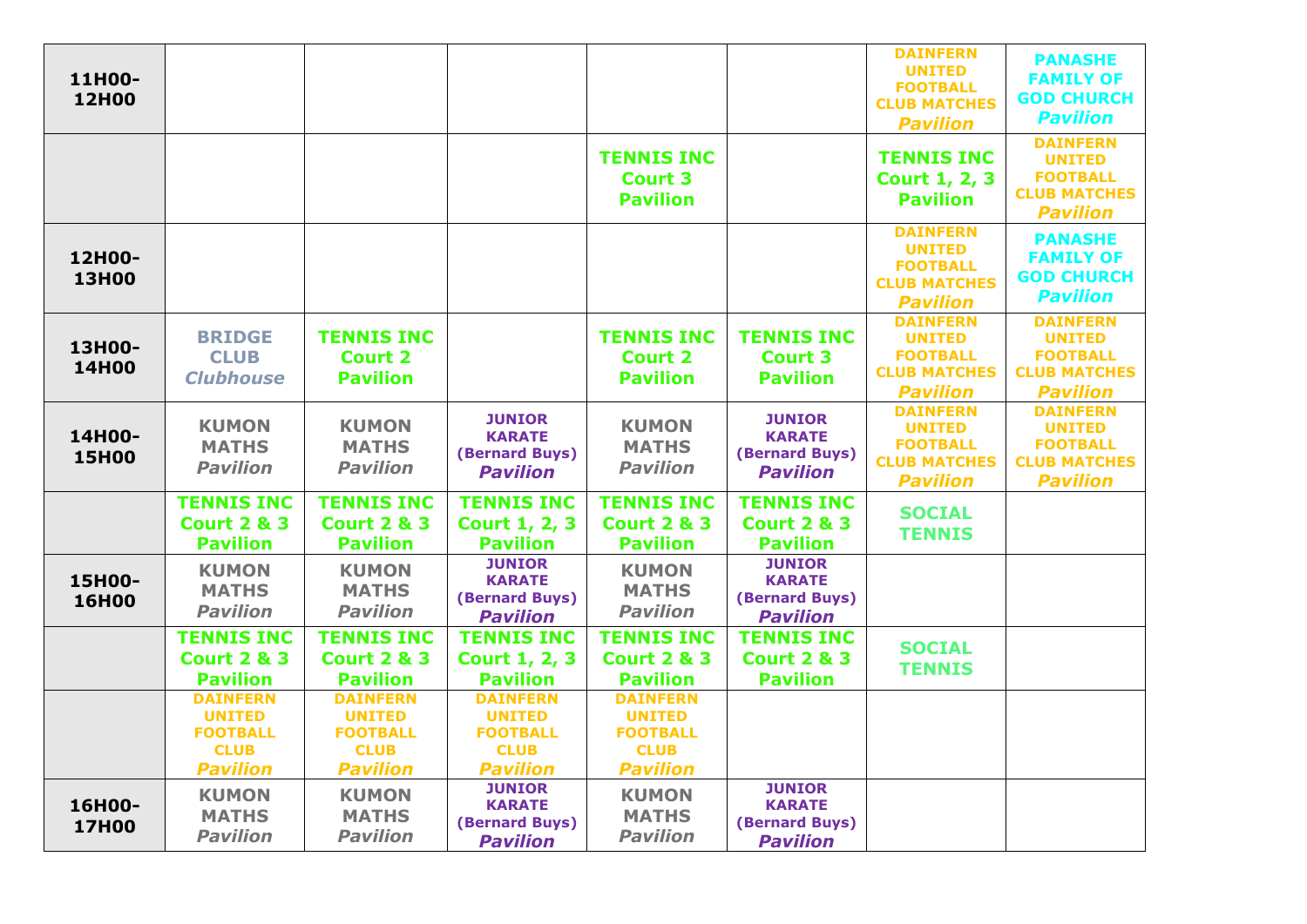| | | | | | | | |
|---|---|---|---|---|---|---|---|
| **11H00-12H00** | | | | | | **DAINFERN UNITED FOOTBALL CLUB MATCHES *Pavilion*** | **PANASHE FAMILY OF GOD CHURCH *Pavilion*** |
| | | | | **TENNIS INC Court 3 Pavilion** | | **TENNIS INC Court 1, 2, 3 Pavilion** | **DAINFERN UNITED FOOTBALL CLUB MATCHES *Pavilion*** |
| **12H00-13H00** | | | | | | **DAINFERN UNITED FOOTBALL CLUB MATCHES *Pavilion*** | **PANASHE FAMILY OF GOD CHURCH *Pavilion*** |
| **13H00-14H00** | **BRIDGE CLUB *Clubhouse*** | **TENNIS INC Court 2 Pavilion** | | **TENNIS INC Court 2 Pavilion** | **TENNIS INC Court 3 Pavilion** | **DAINFERN UNITED FOOTBALL CLUB MATCHES *Pavilion*** | **DAINFERN UNITED FOOTBALL CLUB MATCHES *Pavilion*** |
| **14H00-15H00** | **KUMON MATHS *Pavilion*** | **KUMON MATHS *Pavilion*** | **JUNIOR KARATE (Bernard Buys) *Pavilion*** | **KUMON MATHS *Pavilion*** | **JUNIOR KARATE (Bernard Buys) *Pavilion*** | **DAINFERN UNITED FOOTBALL CLUB MATCHES *Pavilion*** | **DAINFERN UNITED FOOTBALL CLUB MATCHES *Pavilion*** |
| | **TENNIS INC Court 2 & 3 Pavilion** | **TENNIS INC Court 2 & 3 Pavilion** | **TENNIS INC Court 1, 2, 3 Pavilion** | **TENNIS INC Court 2 & 3 Pavilion** | **TENNIS INC Court 2 & 3 Pavilion** | **SOCIAL TENNIS** | |
| **15H00-16H00** | **KUMON MATHS *Pavilion*** | **KUMON MATHS *Pavilion*** | **JUNIOR KARATE (Bernard Buys) *Pavilion*** | **KUMON MATHS *Pavilion*** | **JUNIOR KARATE (Bernard Buys) *Pavilion*** | | |
| | **TENNIS INC Court 2 & 3 Pavilion** | **TENNIS INC Court 2 & 3 Pavilion** | **TENNIS INC Court 1, 2, 3 Pavilion** | **TENNIS INC Court 2 & 3 Pavilion** | **TENNIS INC Court 2 & 3 Pavilion** | **SOCIAL TENNIS** | |
| | **DAINFERN UNITED FOOTBALL CLUB *Pavilion*** | **DAINFERN UNITED FOOTBALL CLUB *Pavilion*** | **DAINFERN UNITED FOOTBALL CLUB *Pavilion*** | **DAINFERN UNITED FOOTBALL CLUB *Pavilion*** | | | |
| **16H00-17H00** | **KUMON MATHS *Pavilion*** | **KUMON MATHS *Pavilion*** | **JUNIOR KARATE (Bernard Buys) *Pavilion*** | **KUMON MATHS *Pavilion*** | **JUNIOR KARATE (Bernard Buys) *Pavilion*** | | |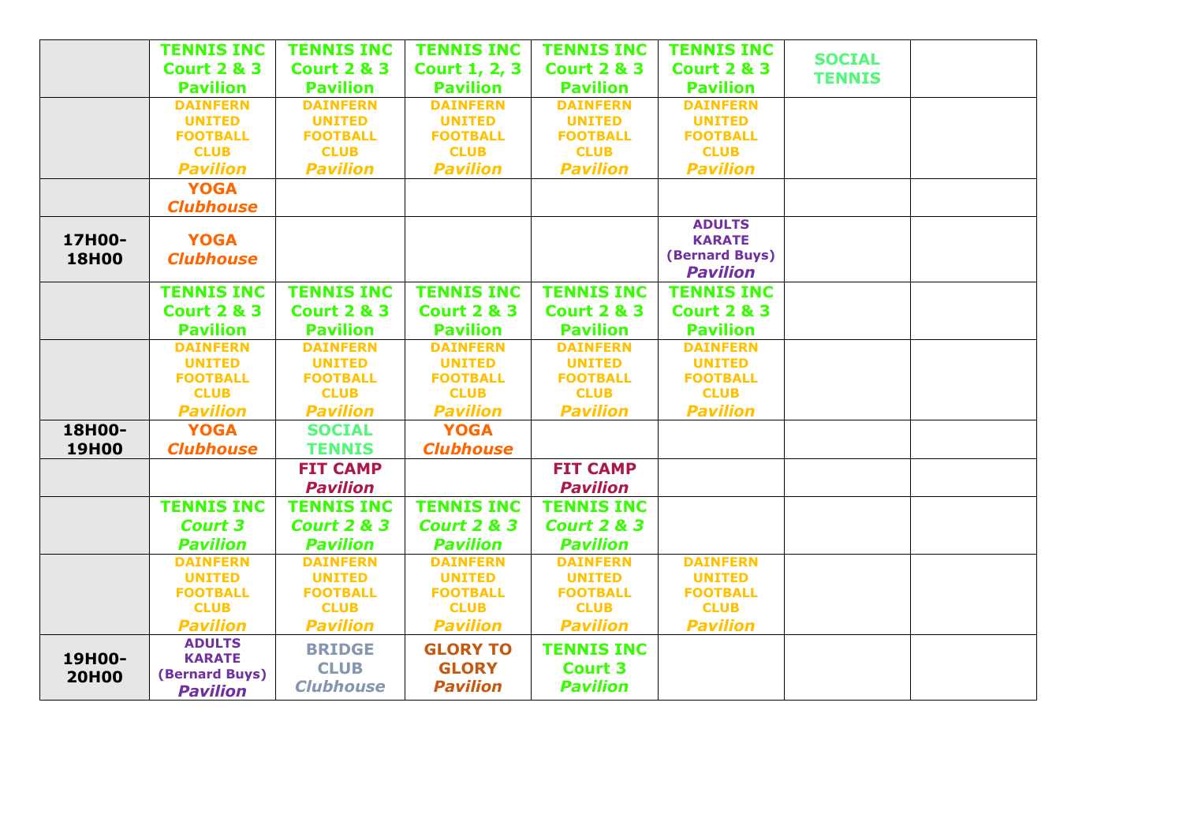| | | | | | | | |
|---|---|---|---|---|---|---|---|
| | **TENNIS INC Court 2 & 3 Pavilion** | **TENNIS INC Court 2 & 3 Pavilion** | **TENNIS INC Court 1, 2, 3 Pavilion** | **TENNIS INC Court 2 & 3 Pavilion** | **TENNIS INC Court 2 & 3 Pavilion** | **SOCIAL TENNIS** | |
| | **DAINFERN UNITED FOOTBALL CLUB *Pavilion*** | **DAINFERN UNITED FOOTBALL CLUB *Pavilion*** | **DAINFERN UNITED FOOTBALL CLUB *Pavilion*** | **DAINFERN UNITED FOOTBALL CLUB *Pavilion*** | **DAINFERN UNITED FOOTBALL CLUB *Pavilion*** | | |
| | **YOGA *Clubhouse*** | | | | | | |
| **17H00-18H00** | **YOGA *Clubhouse*** | | | | **ADULTS KARATE (Bernard Buys) *Pavilion*** | | |
| | **TENNIS INC Court 2 & 3 Pavilion** | **TENNIS INC Court 2 & 3 Pavilion** | **TENNIS INC Court 2 & 3 Pavilion** | **TENNIS INC Court 2 & 3 Pavilion** | **TENNIS INC Court 2 & 3 Pavilion** | | |
| | **DAINFERN UNITED FOOTBALL CLUB *Pavilion*** | **DAINFERN UNITED FOOTBALL CLUB *Pavilion*** | **DAINFERN UNITED FOOTBALL CLUB *Pavilion*** | **DAINFERN UNITED FOOTBALL CLUB *Pavilion*** | **DAINFERN UNITED FOOTBALL CLUB *Pavilion*** | | |
| **18H00-19H00** | **YOGA *Clubhouse*** | **SOCIAL TENNIS** | **YOGA *Clubhouse*** | | | | |
| | | **FIT CAMP *Pavilion*** | | **FIT CAMP *Pavilion*** | | | |
| | **TENNIS INC *Court 3 Pavilion*** | **TENNIS INC *Court 2 & 3 Pavilion*** | **TENNIS INC *Court 2 & 3 Pavilion*** | **TENNIS INC *Court 2 & 3 Pavilion*** | | | |
| | **DAINFERN UNITED FOOTBALL CLUB *Pavilion*** | **DAINFERN UNITED FOOTBALL CLUB *Pavilion*** | **DAINFERN UNITED FOOTBALL CLUB *Pavilion*** | **DAINFERN UNITED FOOTBALL CLUB *Pavilion*** | **DAINFERN UNITED FOOTBALL CLUB *Pavilion*** | | |
| **19H00-20H00** | **ADULTS KARATE (Bernard Buys) *Pavilion*** | **BRIDGE CLUB *Clubhouse*** | **GLORY TO GLORY *Pavilion*** | **TENNIS INC Court 3 *Pavilion*** | | | |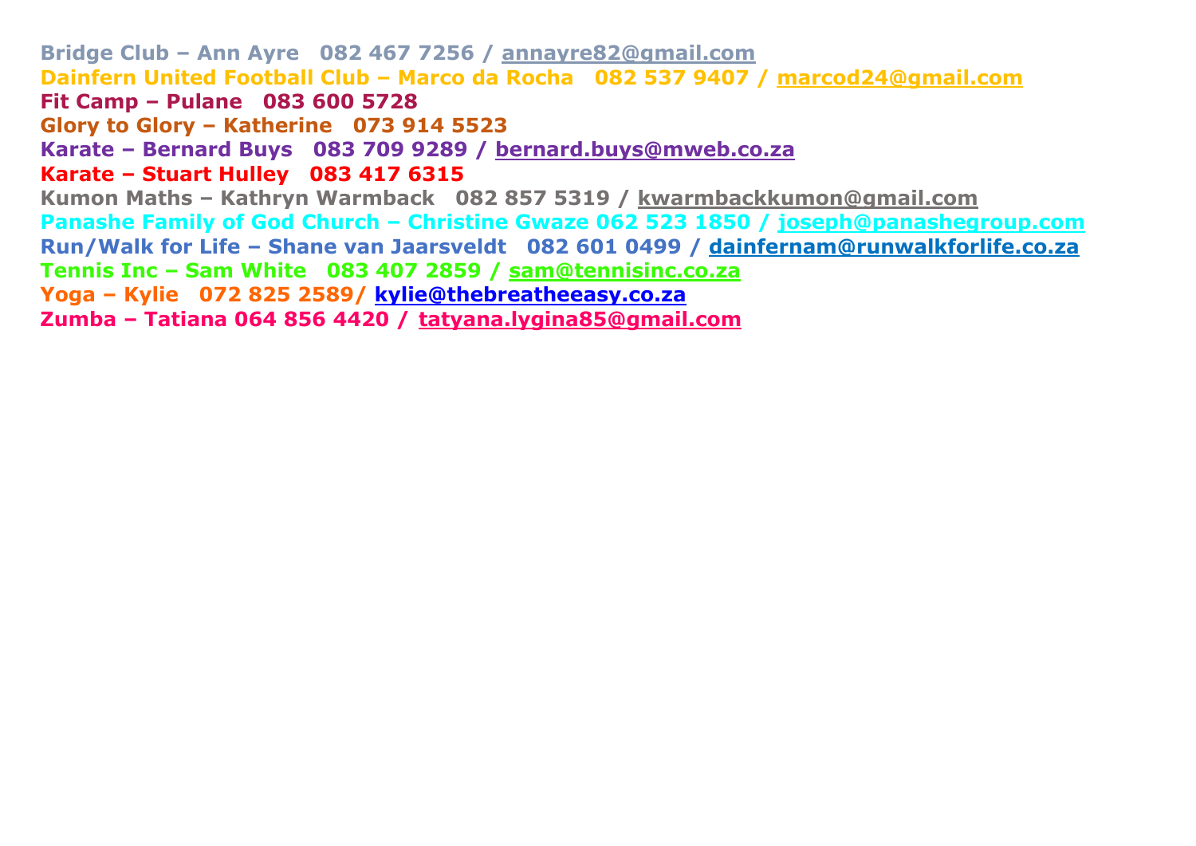**Bridge Club – Ann Ayre   082 467 7256 / annayre82@gmail.com**  
**Dainfern United Football Club – Marco da Rocha   082 537 9407 / marcod24@gmail.com**  
**Fit Camp – Pulane   083 600 5728**  
**Glory to Glory – Katherine   073 914 5523**  
**Karate – Bernard Buys   083 709 9289 / bernard.buys@mweb.co.za**  
**Karate – Stuart Hulley   083 417 6315**  
**Kumon Maths – Kathryn Warmback   082 857 5319 / kwarmbackkumon@gmail.com**  
**Panashe Family of God Church – Christine Gwaze 062 523 1850 / joseph@panashegroup.com**  
**Run/Walk for Life – Shane van Jaarsveldt   082 601 0499 / dainfernam@runwalkforlife.co.za**  
**Tennis Inc – Sam White   083 407 2859 / sam@tennisinc.co.za**  
**Yoga – Kylie   072 825 2589/ kylie@thebreatheeasy.co.za**  
**Zumba – Tatiana 064 856 4420 / tatyana.lygina85@gmail.com**